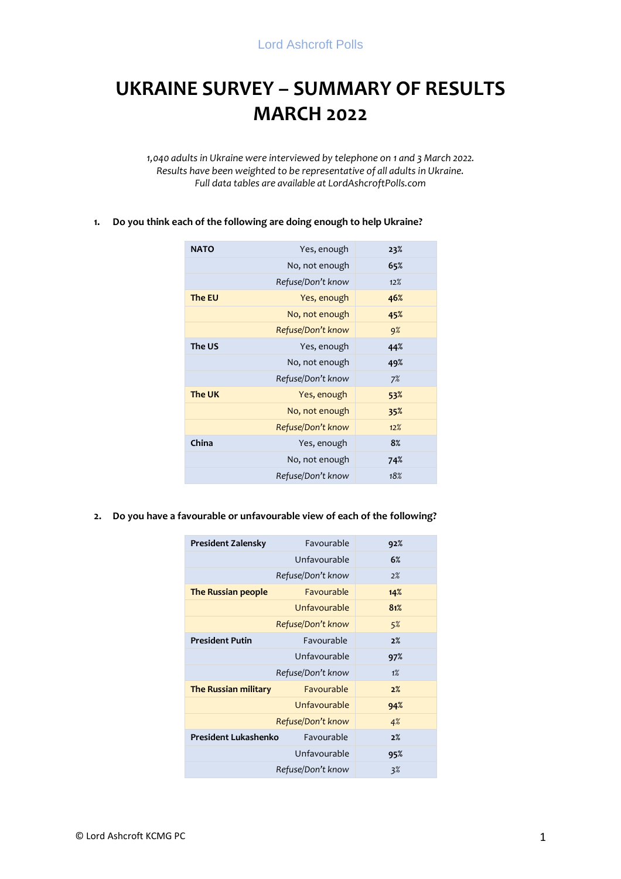Lord Ashcroft Polls

# UKRAINE SURVEY – SUMMARY OF RESULTS MARCH 2022

*1,040 adults in Ukraine were interviewed by telephone on 1 and 3 March 2022.*
*Results have been weighted to be representative of all adults in Ukraine.*
*Full data tables are available at LordAshcroftPolls.com*

**1. Do you think each of the following are doing enough to help Ukraine?**

| | | |
|---|---|---|
| **NATO** | Yes, enough | **23%** |
| | No, not enough | **65%** |
| | *Refuse/Don't know* | *12%* |
| **The EU** | Yes, enough | **46%** |
| | No, not enough | **45%** |
| | *Refuse/Don't know* | *9%* |
| **The US** | Yes, enough | **44%** |
| | No, not enough | **49%** |
| | *Refuse/Don't know* | *7%* |
| **The UK** | Yes, enough | **53%** |
| | No, not enough | **35%** |
| | *Refuse/Don't know* | *12%* |
| **China** | Yes, enough | **8%** |
| | No, not enough | **74%** |
| | *Refuse/Don't know* | *18%* |

**2. Do you have a favourable or unfavourable view of each of the following?**

| | | |
|---|---|---|
| **President Zalensky** | Favourable | **92%** |
| | Unfavourable | **6%** |
| | *Refuse/Don't know* | *2%* |
| **The Russian people** | Favourable | **14%** |
| | Unfavourable | **81%** |
| | *Refuse/Don't know* | *5%* |
| **President Putin** | Favourable | **2%** |
| | Unfavourable | **97%** |
| | *Refuse/Don't know* | *1%* |
| **The Russian military** | Favourable | **2%** |
| | Unfavourable | **94%** |
| | *Refuse/Don't know* | *4%* |
| **President Lukashenko** | Favourable | **2%** |
| | Unfavourable | **95%** |
| | *Refuse/Don't know* | *3%* |

© Lord Ashcroft KCMG PC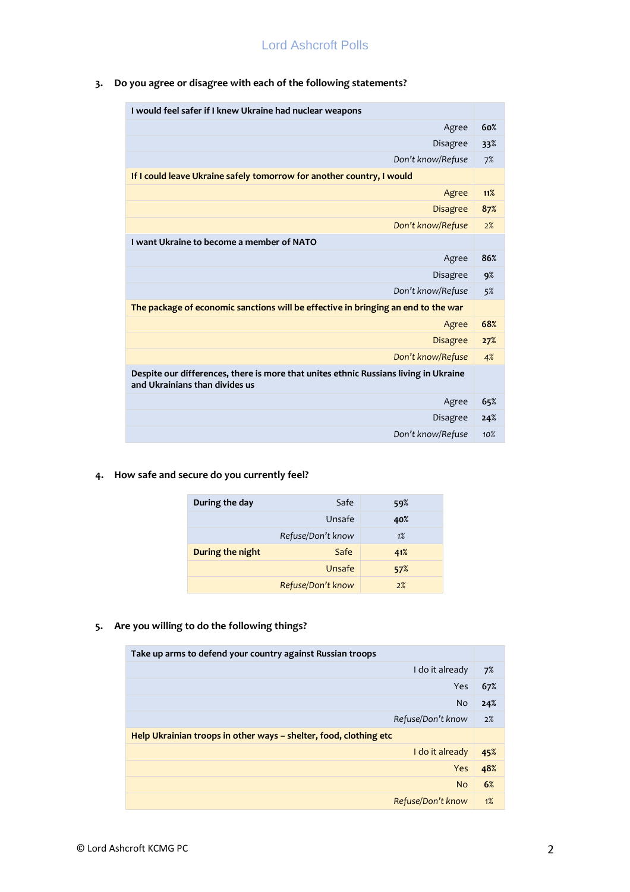**3. Do you agree or disagree with each of the following statements?**

| | |
|---|---|
| **I would feel safer if I knew Ukraine had nuclear weapons** | |
| Agree | **60%** |
| Disagree | **33%** |
| *Don't know/Refuse* | *7%* |
| **If I could leave Ukraine safely tomorrow for another country, I would** | |
| Agree | **11%** |
| Disagree | **87%** |
| *Don't know/Refuse* | *2%* |
| **I want Ukraine to become a member of NATO** | |
| Agree | **86%** |
| Disagree | **9%** |
| *Don't know/Refuse* | *5%* |
| **The package of economic sanctions will be effective in bringing an end to the war** | |
| Agree | **68%** |
| Disagree | **27%** |
| *Don't know/Refuse* | *4%* |
| **Despite our differences, there is more that unites ethnic Russians living in Ukraine and Ukrainians than divides us** | |
| Agree | **65%** |
| Disagree | **24%** |
| *Don't know/Refuse* | *10%* |

**4. How safe and secure do you currently feel?**

| | | |
|---|---|---|
| **During the day** | Safe | **59%** |
| | Unsafe | **40%** |
| | *Refuse/Don't know* | *1%* |
| **During the night** | Safe | **41%** |
| | Unsafe | **57%** |
| | *Refuse/Don't know* | *2%* |

**5. Are you willing to do the following things?**

| | |
|---|---|
| **Take up arms to defend your country against Russian troops** | |
| I do it already | **7%** |
| Yes | **67%** |
| No | **24%** |
| *Refuse/Don't know* | *2%* |
| **Help Ukrainian troops in other ways – shelter, food, clothing etc** | |
| I do it already | **45%** |
| Yes | **48%** |
| No | **6%** |
| *Refuse/Don't know* | *1%* |

© Lord Ashcroft KCMG PC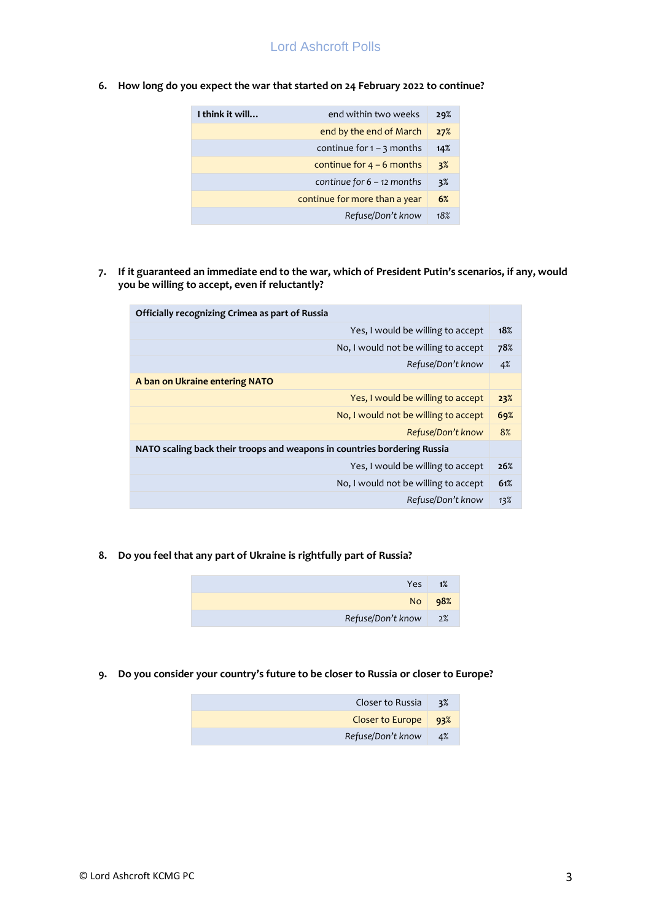6. **How long do you expect the war that started on 24 February 2022 to continue?**

| | | |
|---|---|---|
| **I think it will...** | end within two weeks | **29%** |
| | end by the end of March | **27%** |
| | continue for 1 – 3 months | **14%** |
| | continue for 4 – 6 months | **3%** |
| | *continue for 6 – 12 months* | **3%** |
| | continue for more than a year | **6%** |
| | *Refuse/Don't know* | *18%* |

7. **If it guaranteed an immediate end to the war, which of President Putin's scenarios, if any, would you be willing to accept, even if reluctantly?**

| | |
|---|---|
| **Officially recognizing Crimea as part of Russia** | |
| Yes, I would be willing to accept | **18%** |
| No, I would not be willing to accept | **78%** |
| *Refuse/Don't know* | *4%* |
| **A ban on Ukraine entering NATO** | |
| Yes, I would be willing to accept | **23%** |
| No, I would not be willing to accept | **69%** |
| *Refuse/Don't know* | *8%* |
| **NATO scaling back their troops and weapons in countries bordering Russia** | |
| Yes, I would be willing to accept | **26%** |
| No, I would not be willing to accept | **61%** |
| *Refuse/Don't know* | *13%* |

8. **Do you feel that any part of Ukraine is rightfully part of Russia?**

| | |
|---|---|
| Yes | **1%** |
| No | **98%** |
| *Refuse/Don't know* | *2%* |

9. **Do you consider your country's future to be closer to Russia or closer to Europe?**

| | |
|---|---|
| Closer to Russia | **3%** |
| Closer to Europe | **93%** |
| *Refuse/Don't know* | *4%* |